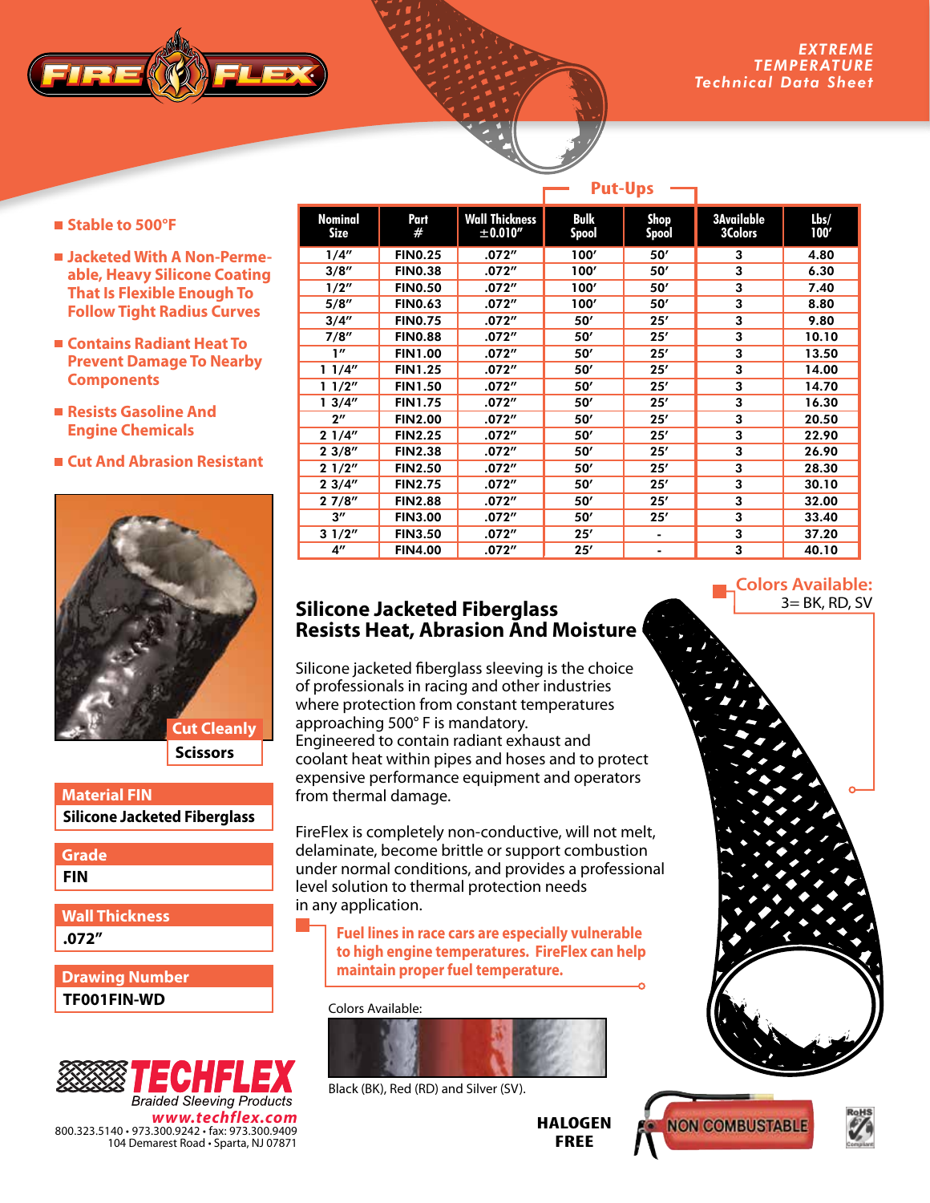# FIRE FLEX

*EXTREME TEMPERATURE Technical Data Sheet*

- Stable to 500°F
- Jacketed With A Non-Permeable, Heavy Silicone Coating That Is Flexible Enough To Follow Tight Radius Curves
- Contains Radiant Heat To Prevent Damage To Nearby Components
- Resists Gasoline And Engine Chemicals
- Cut And Abrasion Resistant

**Cut Cleanly**
**Scissors**

| Nominal Size | Part # | Wall Thickness ±0.010" | Put-Ups Bulk Spool | Put-Ups Shop Spool | 3Available 3Colors | Lbs/ 100' |
|---|---|---|---|---|---|---|
| 1/4" | FIN0.25 | .072" | 100' | 50' | 3 | 4.80 |
| 3/8" | FIN0.38 | .072" | 100' | 50' | 3 | 6.30 |
| 1/2" | FIN0.50 | .072" | 100' | 50' | 3 | 7.40 |
| 5/8" | FIN0.63 | .072" | 100' | 50' | 3 | 8.80 |
| 3/4" | FIN0.75 | .072" | 50' | 25' | 3 | 9.80 |
| 7/8" | FIN0.88 | .072" | 50' | 25' | 3 | 10.10 |
| 1" | FIN1.00 | .072" | 50' | 25' | 3 | 13.50 |
| 1 1/4" | FIN1.25 | .072" | 50' | 25' | 3 | 14.00 |
| 1 1/2" | FIN1.50 | .072" | 50' | 25' | 3 | 14.70 |
| 1 3/4" | FIN1.75 | .072" | 50' | 25' | 3 | 16.30 |
| 2" | FIN2.00 | .072" | 50' | 25' | 3 | 20.50 |
| 2 1/4" | FIN2.25 | .072" | 50' | 25' | 3 | 22.90 |
| 2 3/8" | FIN2.38 | .072" | 50' | 25' | 3 | 26.90 |
| 2 1/2" | FIN2.50 | .072" | 50' | 25' | 3 | 28.30 |
| 2 3/4" | FIN2.75 | .072" | 50' | 25' | 3 | 30.10 |
| 2 7/8" | FIN2.88 | .072" | 50' | 25' | 3 | 32.00 |
| 3" | FIN3.00 | .072" | 50' | 25' | 3 | 33.40 |
| 3 1/2" | FIN3.50 | .072" | 25' | - | 3 | 37.20 |
| 4" | FIN4.00 | .072" | 25' | - | 3 | 40.10 |

**Colors Available:**
3= BK, RD, SV

## Silicone Jacketed Fiberglass Resists Heat, Abrasion And Moisture

Silicone jacketed fiberglass sleeving is the choice of professionals in racing and other industries where protection from constant temperatures approaching 500° F is mandatory. Engineered to contain radiant exhaust and coolant heat within pipes and hoses and to protect expensive performance equipment and operators from thermal damage.

FireFlex is completely non-conductive, will not melt, delaminate, become brittle or support combustion under normal conditions, and provides a professional level solution to thermal protection needs in any application.

**Fuel lines in race cars are especially vulnerable to high engine temperatures. FireFlex can help maintain proper fuel temperature.**

| Material FIN |
|---|
| Silicone Jacketed Fiberglass |

| Grade |
|---|
| FIN |

| Wall Thickness |
|---|
| .072" |

| Drawing Number |
|---|
| TF001FIN-WD |

Colors Available:

Black (BK), Red (RD) and Silver (SV).

**HALOGEN FREE**

NON COMBUSTABLE

RoHS Compliant

**TECHFLEX**
Braided Sleeving Products
www.techflex.com
800.323.5140 • 973.300.9242 • fax: 973.300.9409
104 Demarest Road • Sparta, NJ 07871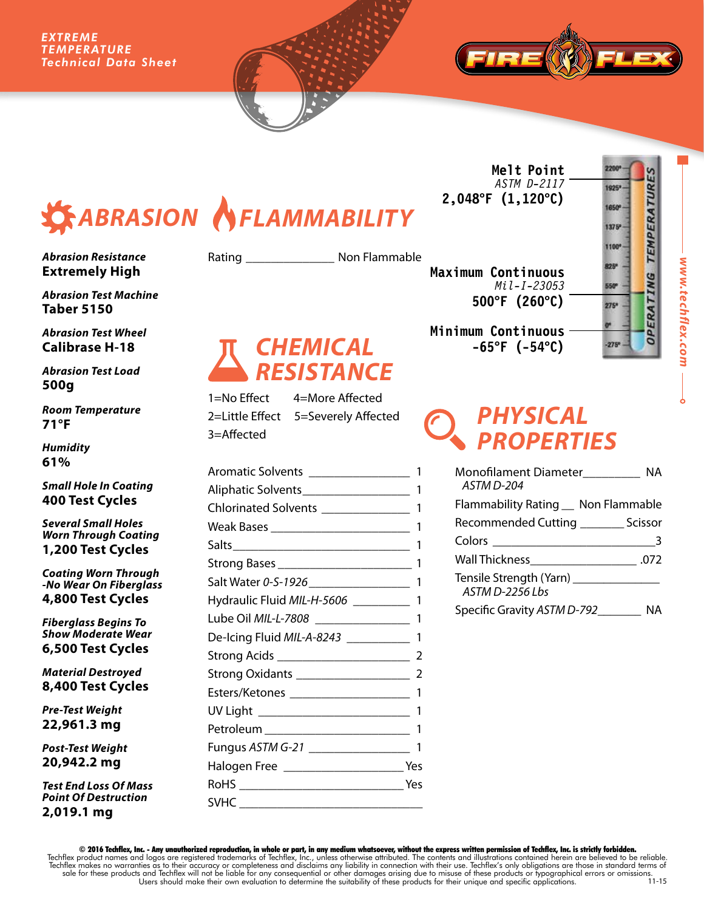*EXTREME TEMPERATURE*
*Technical Data Sheet*

FIRE FLEX

Melt Point
*ASTM D-2117*
**2,048°F (1,120°C)**

Maximum Continuous
*Mil-I-23053*
**500°F (260°C)**

Minimum Continuous
**-65°F (-54°C)**

2200°
1925°
1650°
1375°
1100°
825°
550°
275°
0°
-275°
OPERATING TEMPERATURES

# ABRASION

***Abrasion Resistance***
**Extremely High**

***Abrasion Test Machine***
**Taber 5150**

***Abrasion Test Wheel***
**Calibrase H-18**

***Abrasion Test Load***
**500g**

***Room Temperature***
**71°F**

***Humidity***
**61%**

***Small Hole In Coating***
**400 Test Cycles**

***Several Small Holes Worn Through Coating***
**1,200 Test Cycles**

***Coating Worn Through -No Wear On Fiberglass***
**4,800 Test Cycles**

***Fiberglass Begins To Show Moderate Wear***
**6,500 Test Cycles**

***Material Destroyed***
**8,400 Test Cycles**

***Pre-Test Weight***
**22,961.3 mg**

***Post-Test Weight***
**20,942.2 mg**

***Test End Loss Of Mass Point Of Destruction***
**2,019.1 mg**

# FLAMMABILITY

Rating ______________ Non Flammable

# CHEMICAL RESISTANCE

1=No Effect
2=Little Effect
3=Affected
4=More Affected
5=Severely Affected

| | |
|---|---|
| Aromatic Solvents | 1 |
| Aliphatic Solvents | 1 |
| Chlorinated Solvents | 1 |
| Weak Bases | 1 |
| Salts | 1 |
| Strong Bases | 1 |
| Salt Water *0-S-1926* | 1 |
| Hydraulic Fluid *MIL-H-5606* | 1 |
| Lube Oil *MIL-L-7808* | 1 |
| De-Icing Fluid *MIL-A-8243* | 1 |
| Strong Acids | 2 |
| Strong Oxidants | 2 |
| Esters/Ketones | 1 |
| UV Light | 1 |
| Petroleum | 1 |
| Fungus *ASTM G-21* | 1 |
| Halogen Free | Yes |
| RoHS | Yes |
| SVHC | |

# PHYSICAL PROPERTIES

| | |
|---|---|
| Monofilament Diameter *ASTM D-204* | NA |
| Flammability Rating | Non Flammable |
| Recommended Cutting | Scissor |
| Colors | 3 |
| Wall Thickness | .072 |
| Tensile Strength (Yarn) *ASTM D-2256 Lbs* | |
| Specific Gravity *ASTM D-792* | NA |

www.techflex.com

**© 2016 Techflex, Inc. - Any unauthorized reproduction, in whole or part, in any medium whatsoever, without the express written permission of Techflex, Inc. is strictly forbidden.**
Techflex product names and logos are registered trademarks of Techflex, Inc., unless otherwise attributed. The contents and illustrations contained herein are believed to be reliable. Techflex makes no warranties as to their accuracy or completeness and disclaims any liability in connection with their use. Techflex's only obligations are those in standard terms of sale for these products and Techflex will not be liable for any consequential or other damages arising due to misuse of these products or typographical errors or omissions. Users should make their own evaluation to determine the suitability of these products for their unique and specific applications.
11-15